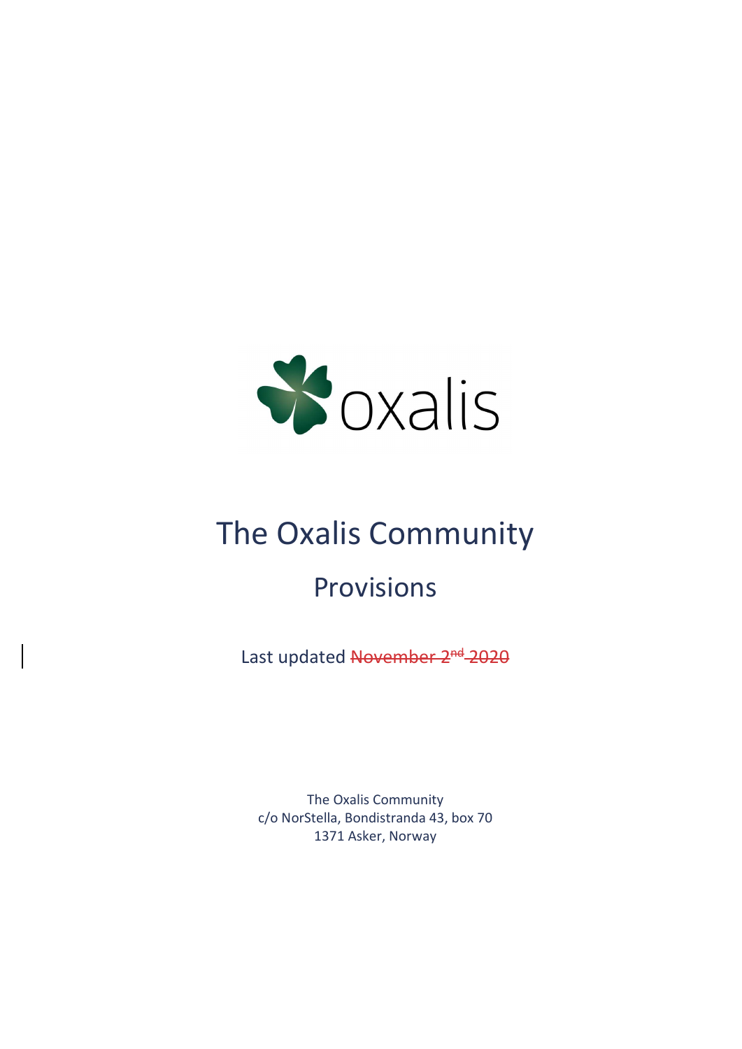oxalis

# The Oxalis Community

## Provisions

Last updated ~~November 2nd 2020~~

The Oxalis Community
c/o NorStella, Bondistranda 43, box 70
1371 Asker, Norway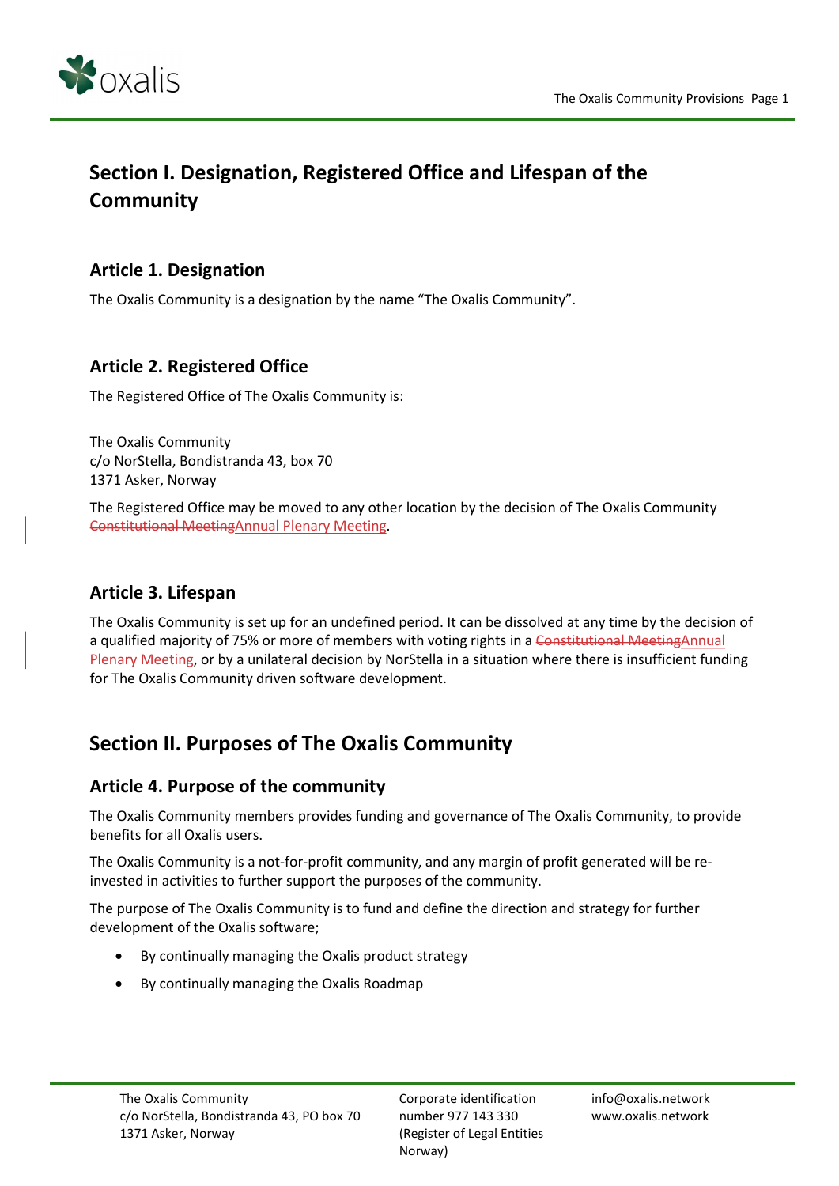# Section I. Designation, Registered Office and Lifespan of the Community

## Article 1. Designation

The Oxalis Community is a designation by the name "The Oxalis Community".

## Article 2. Registered Office

The Registered Office of The Oxalis Community is:

The Oxalis Community
c/o NorStella, Bondistranda 43, box 70
1371 Asker, Norway

The Registered Office may be moved to any other location by the decision of The Oxalis Community ~~Constitutional Meeting~~Annual Plenary Meeting.

## Article 3. Lifespan

The Oxalis Community is set up for an undefined period. It can be dissolved at any time by the decision of a qualified majority of 75% or more of members with voting rights in a ~~Constitutional Meeting~~Annual Plenary Meeting, or by a unilateral decision by NorStella in a situation where there is insufficient funding for The Oxalis Community driven software development.

# Section II. Purposes of The Oxalis Community

## Article 4. Purpose of the community

The Oxalis Community members provides funding and governance of The Oxalis Community, to provide benefits for all Oxalis users.

The Oxalis Community is a not-for-profit community, and any margin of profit generated will be re-invested in activities to further support the purposes of the community.

The purpose of The Oxalis Community is to fund and define the direction and strategy for further development of the Oxalis software;

- By continually managing the Oxalis product strategy
- By continually managing the Oxalis Roadmap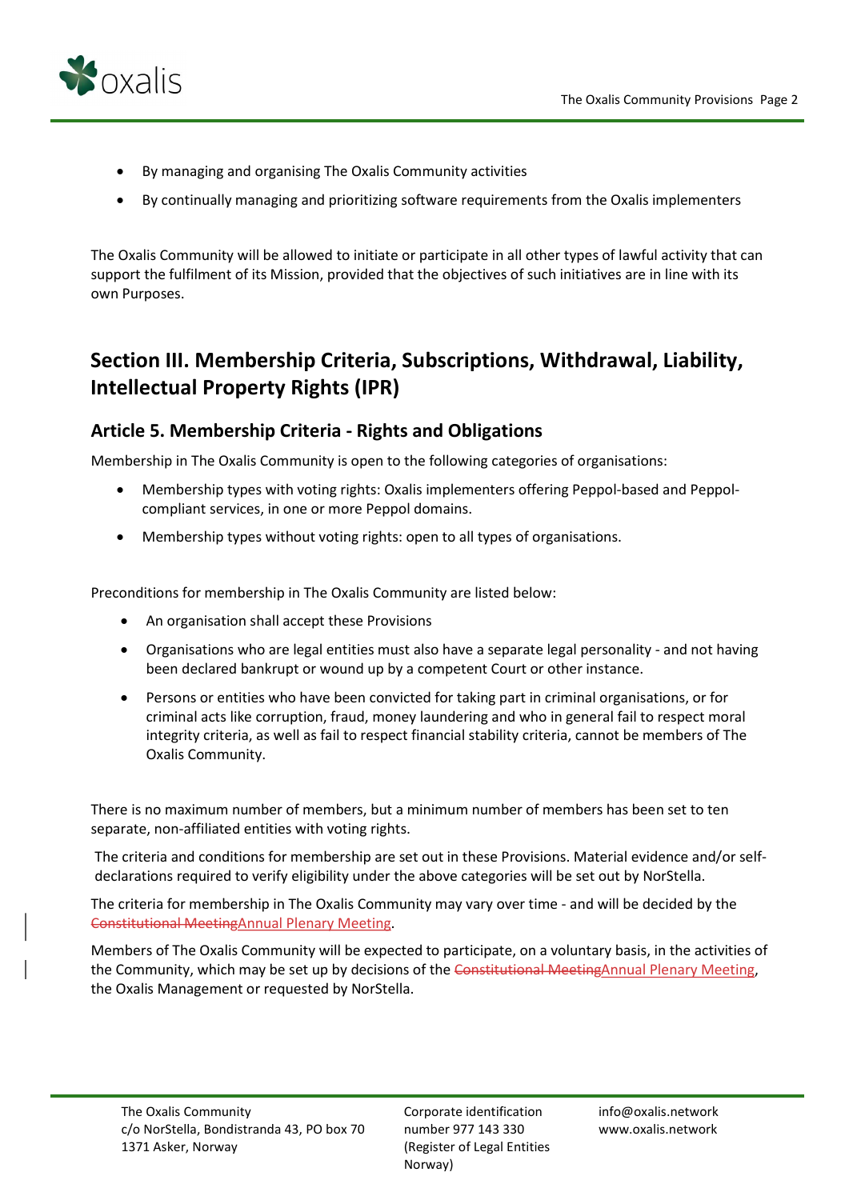- By managing and organising The Oxalis Community activities
- By continually managing and prioritizing software requirements from the Oxalis implementers

The Oxalis Community will be allowed to initiate or participate in all other types of lawful activity that can support the fulfilment of its Mission, provided that the objectives of such initiatives are in line with its own Purposes.

# Section III. Membership Criteria, Subscriptions, Withdrawal, Liability, Intellectual Property Rights (IPR)

## Article 5. Membership Criteria - Rights and Obligations

Membership in The Oxalis Community is open to the following categories of organisations:

- Membership types with voting rights: Oxalis implementers offering Peppol-based and Peppol-compliant services, in one or more Peppol domains.
- Membership types without voting rights: open to all types of organisations.

Preconditions for membership in The Oxalis Community are listed below:

- An organisation shall accept these Provisions
- Organisations who are legal entities must also have a separate legal personality - and not having been declared bankrupt or wound up by a competent Court or other instance.
- Persons or entities who have been convicted for taking part in criminal organisations, or for criminal acts like corruption, fraud, money laundering and who in general fail to respect moral integrity criteria, as well as fail to respect financial stability criteria, cannot be members of The Oxalis Community.

There is no maximum number of members, but a minimum number of members has been set to ten separate, non-affiliated entities with voting rights.

The criteria and conditions for membership are set out in these Provisions. Material evidence and/or self-declarations required to verify eligibility under the above categories will be set out by NorStella.

The criteria for membership in The Oxalis Community may vary over time - and will be decided by the ~~Constitutional Meeting~~Annual Plenary Meeting.

Members of The Oxalis Community will be expected to participate, on a voluntary basis, in the activities of the Community, which may be set up by decisions of the ~~Constitutional Meeting~~Annual Plenary Meeting, the Oxalis Management or requested by NorStella.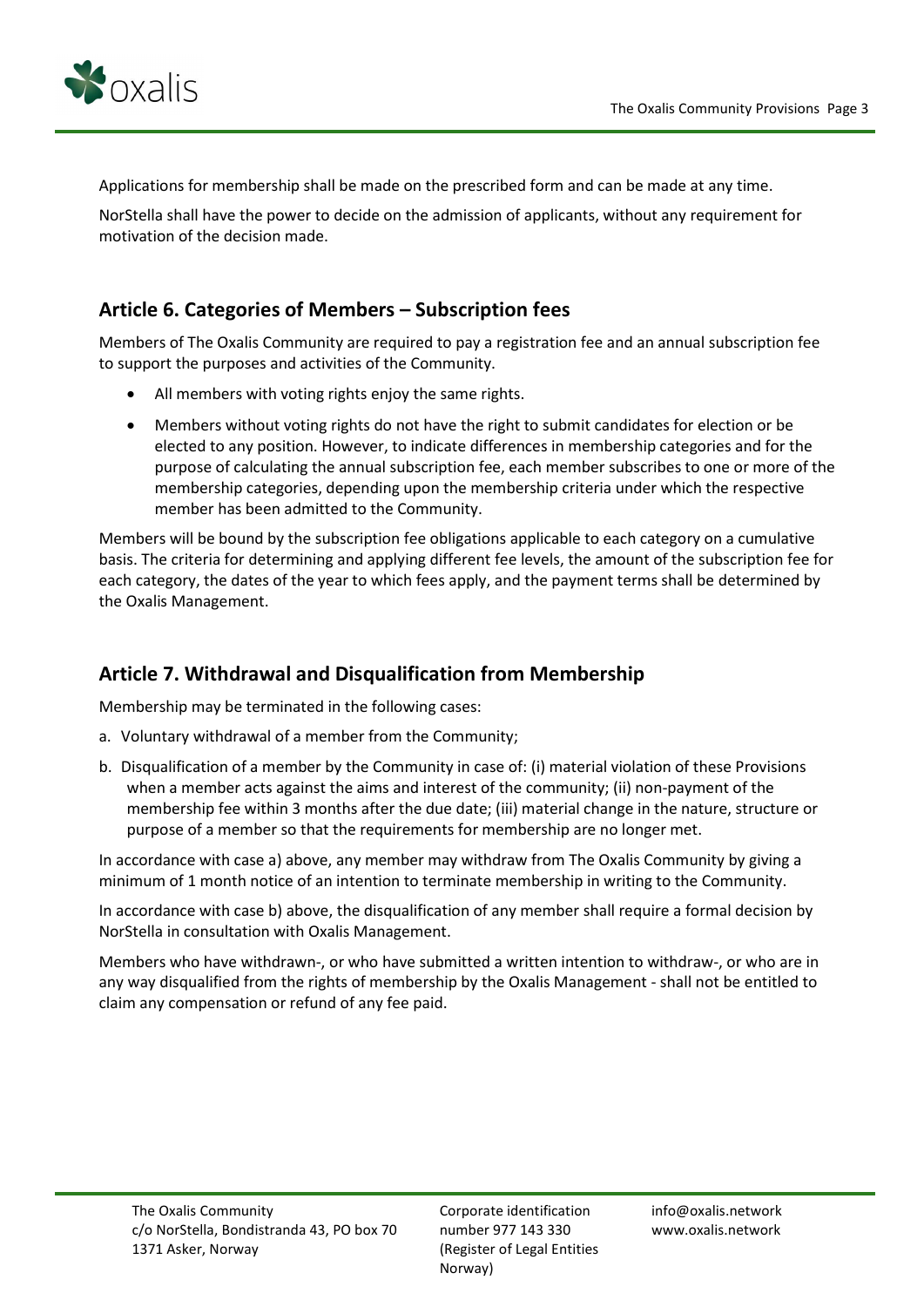Applications for membership shall be made on the prescribed form and can be made at any time.

NorStella shall have the power to decide on the admission of applicants, without any requirement for motivation of the decision made.

## Article 6. Categories of Members – Subscription fees

Members of The Oxalis Community are required to pay a registration fee and an annual subscription fee to support the purposes and activities of the Community.

- All members with voting rights enjoy the same rights.
- Members without voting rights do not have the right to submit candidates for election or be elected to any position. However, to indicate differences in membership categories and for the purpose of calculating the annual subscription fee, each member subscribes to one or more of the membership categories, depending upon the membership criteria under which the respective member has been admitted to the Community.

Members will be bound by the subscription fee obligations applicable to each category on a cumulative basis. The criteria for determining and applying different fee levels, the amount of the subscription fee for each category, the dates of the year to which fees apply, and the payment terms shall be determined by the Oxalis Management.

## Article 7. Withdrawal and Disqualification from Membership

Membership may be terminated in the following cases:

a. Voluntary withdrawal of a member from the Community;

b. Disqualification of a member by the Community in case of: (i) material violation of these Provisions when a member acts against the aims and interest of the community; (ii) non-payment of the membership fee within 3 months after the due date; (iii) material change in the nature, structure or purpose of a member so that the requirements for membership are no longer met.

In accordance with case a) above, any member may withdraw from The Oxalis Community by giving a minimum of 1 month notice of an intention to terminate membership in writing to the Community.

In accordance with case b) above, the disqualification of any member shall require a formal decision by NorStella in consultation with Oxalis Management.

Members who have withdrawn-, or who have submitted a written intention to withdraw-, or who are in any way disqualified from the rights of membership by the Oxalis Management - shall not be entitled to claim any compensation or refund of any fee paid.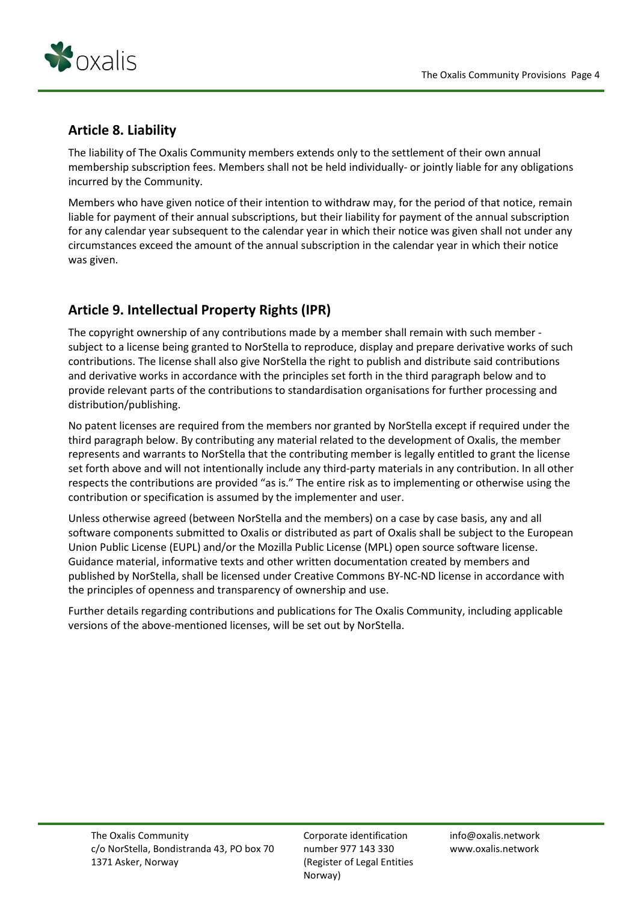## Article 8. Liability

The liability of The Oxalis Community members extends only to the settlement of their own annual membership subscription fees. Members shall not be held individually- or jointly liable for any obligations incurred by the Community.

Members who have given notice of their intention to withdraw may, for the period of that notice, remain liable for payment of their annual subscriptions, but their liability for payment of the annual subscription for any calendar year subsequent to the calendar year in which their notice was given shall not under any circumstances exceed the amount of the annual subscription in the calendar year in which their notice was given.

## Article 9. Intellectual Property Rights (IPR)

The copyright ownership of any contributions made by a member shall remain with such member - subject to a license being granted to NorStella to reproduce, display and prepare derivative works of such contributions. The license shall also give NorStella the right to publish and distribute said contributions and derivative works in accordance with the principles set forth in the third paragraph below and to provide relevant parts of the contributions to standardisation organisations for further processing and distribution/publishing.

No patent licenses are required from the members nor granted by NorStella except if required under the third paragraph below. By contributing any material related to the development of Oxalis, the member represents and warrants to NorStella that the contributing member is legally entitled to grant the license set forth above and will not intentionally include any third-party materials in any contribution. In all other respects the contributions are provided "as is." The entire risk as to implementing or otherwise using the contribution or specification is assumed by the implementer and user.

Unless otherwise agreed (between NorStella and the members) on a case by case basis, any and all software components submitted to Oxalis or distributed as part of Oxalis shall be subject to the European Union Public License (EUPL) and/or the Mozilla Public License (MPL) open source software license. Guidance material, informative texts and other written documentation created by members and published by NorStella, shall be licensed under Creative Commons BY-NC-ND license in accordance with the principles of openness and transparency of ownership and use.

Further details regarding contributions and publications for The Oxalis Community, including applicable versions of the above-mentioned licenses, will be set out by NorStella.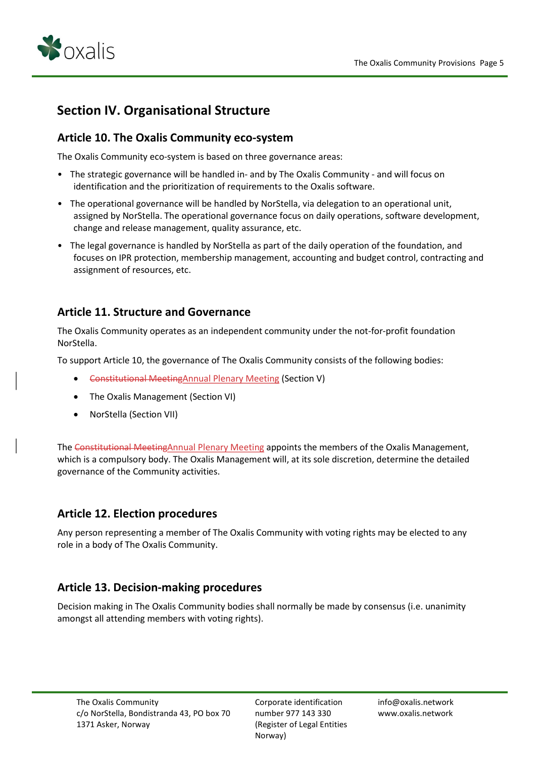## Section IV. Organisational Structure

### Article 10. The Oxalis Community eco-system

The Oxalis Community eco-system is based on three governance areas:

- The strategic governance will be handled in- and by The Oxalis Community - and will focus on identification and the prioritization of requirements to the Oxalis software.
- The operational governance will be handled by NorStella, via delegation to an operational unit, assigned by NorStella. The operational governance focus on daily operations, software development, change and release management, quality assurance, etc.
- The legal governance is handled by NorStella as part of the daily operation of the foundation, and focuses on IPR protection, membership management, accounting and budget control, contracting and assignment of resources, etc.

### Article 11. Structure and Governance

The Oxalis Community operates as an independent community under the not-for-profit foundation NorStella.

To support Article 10, the governance of The Oxalis Community consists of the following bodies:

- ~~Constitutional Meeting~~Annual Plenary Meeting (Section V)
- The Oxalis Management (Section VI)
- NorStella (Section VII)

The ~~Constitutional Meeting~~Annual Plenary Meeting appoints the members of the Oxalis Management, which is a compulsory body. The Oxalis Management will, at its sole discretion, determine the detailed governance of the Community activities.

### Article 12. Election procedures

Any person representing a member of The Oxalis Community with voting rights may be elected to any role in a body of The Oxalis Community.

### Article 13. Decision-making procedures

Decision making in The Oxalis Community bodies shall normally be made by consensus (i.e. unanimity amongst all attending members with voting rights).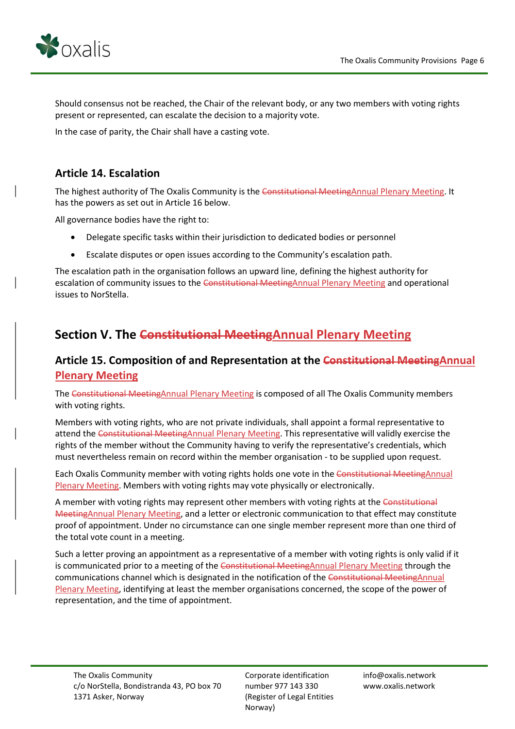Should consensus not be reached, the Chair of the relevant body, or any two members with voting rights present or represented, can escalate the decision to a majority vote.

In the case of parity, the Chair shall have a casting vote.

### Article 14. Escalation

The highest authority of The Oxalis Community is the ~~Constitutional Meeting~~Annual Plenary Meeting. It has the powers as set out in Article 16 below.

All governance bodies have the right to:

- Delegate specific tasks within their jurisdiction to dedicated bodies or personnel
- Escalate disputes or open issues according to the Community's escalation path.

The escalation path in the organisation follows an upward line, defining the highest authority for escalation of community issues to the ~~Constitutional Meeting~~Annual Plenary Meeting and operational issues to NorStella.

## Section V. The ~~Constitutional Meeting~~Annual Plenary Meeting

### Article 15. Composition of and Representation at the ~~Constitutional Meeting~~Annual Plenary Meeting

The ~~Constitutional Meeting~~Annual Plenary Meeting is composed of all The Oxalis Community members with voting rights.

Members with voting rights, who are not private individuals, shall appoint a formal representative to attend the ~~Constitutional Meeting~~Annual Plenary Meeting. This representative will validly exercise the rights of the member without the Community having to verify the representative's credentials, which must nevertheless remain on record within the member organisation - to be supplied upon request.

Each Oxalis Community member with voting rights holds one vote in the ~~Constitutional Meeting~~Annual Plenary Meeting. Members with voting rights may vote physically or electronically.

A member with voting rights may represent other members with voting rights at the ~~Constitutional Meeting~~Annual Plenary Meeting, and a letter or electronic communication to that effect may constitute proof of appointment. Under no circumstance can one single member represent more than one third of the total vote count in a meeting.

Such a letter proving an appointment as a representative of a member with voting rights is only valid if it is communicated prior to a meeting of the ~~Constitutional Meeting~~Annual Plenary Meeting through the communications channel which is designated in the notification of the ~~Constitutional Meeting~~Annual Plenary Meeting, identifying at least the member organisations concerned, the scope of the power of representation, and the time of appointment.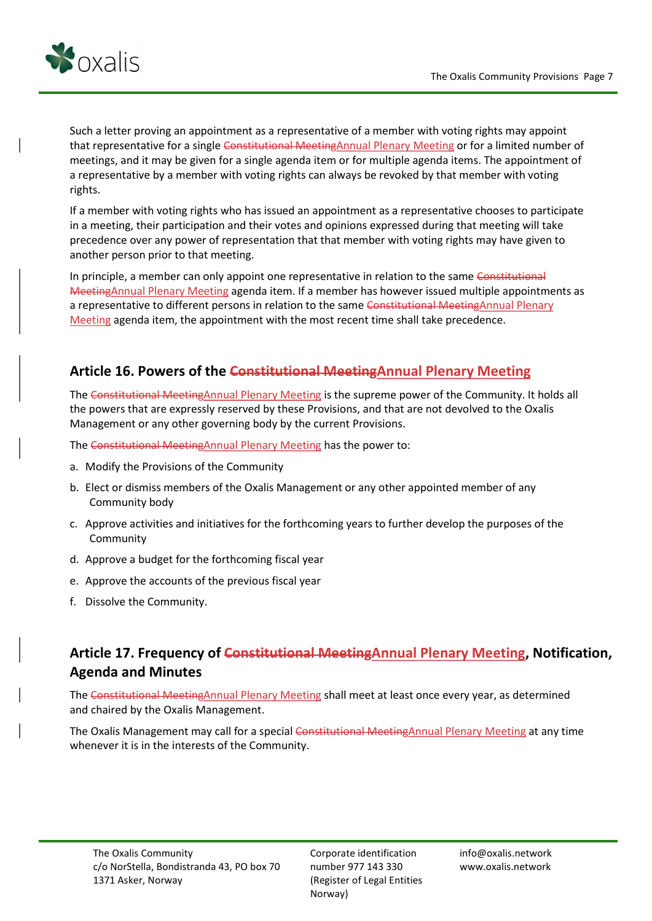Such a letter proving an appointment as a representative of a member with voting rights may appoint that representative for a single ~~Constitutional Meeting~~Annual Plenary Meeting or for a limited number of meetings, and it may be given for a single agenda item or for multiple agenda items. The appointment of a representative by a member with voting rights can always be revoked by that member with voting rights.

If a member with voting rights who has issued an appointment as a representative chooses to participate in a meeting, their participation and their votes and opinions expressed during that meeting will take precedence over any power of representation that that member with voting rights may have given to another person prior to that meeting.

In principle, a member can only appoint one representative in relation to the same ~~Constitutional Meeting~~Annual Plenary Meeting agenda item. If a member has however issued multiple appointments as a representative to different persons in relation to the same ~~Constitutional Meeting~~Annual Plenary Meeting agenda item, the appointment with the most recent time shall take precedence.

## Article 16. Powers of the ~~Constitutional Meeting~~Annual Plenary Meeting

The ~~Constitutional Meeting~~Annual Plenary Meeting is the supreme power of the Community. It holds all the powers that are expressly reserved by these Provisions, and that are not devolved to the Oxalis Management or any other governing body by the current Provisions.

The ~~Constitutional Meeting~~Annual Plenary Meeting has the power to:

a. Modify the Provisions of the Community
b. Elect or dismiss members of the Oxalis Management or any other appointed member of any Community body
c. Approve activities and initiatives for the forthcoming years to further develop the purposes of the Community
d. Approve a budget for the forthcoming fiscal year
e. Approve the accounts of the previous fiscal year
f. Dissolve the Community.

## Article 17. Frequency of ~~Constitutional Meeting~~Annual Plenary Meeting, Notification, Agenda and Minutes

The ~~Constitutional Meeting~~Annual Plenary Meeting shall meet at least once every year, as determined and chaired by the Oxalis Management.

The Oxalis Management may call for a special ~~Constitutional Meeting~~Annual Plenary Meeting at any time whenever it is in the interests of the Community.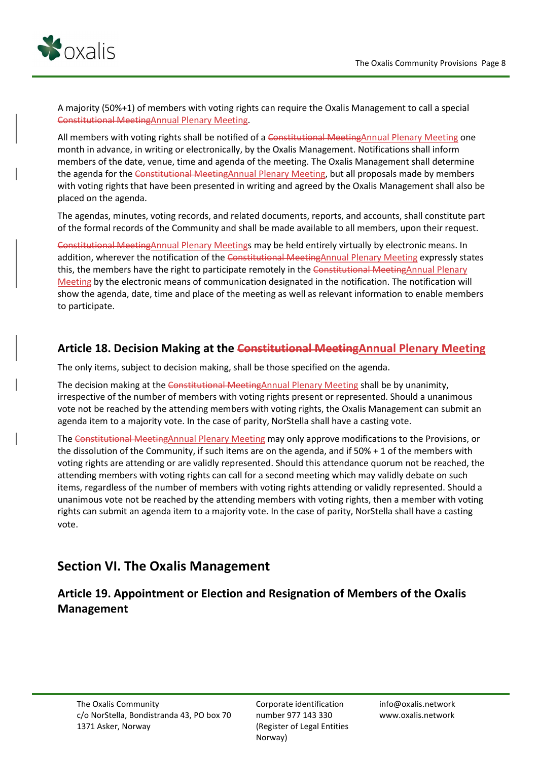A majority (50%+1) of members with voting rights can require the Oxalis Management to call a special ~~Constitutional Meeting~~Annual Plenary Meeting.

All members with voting rights shall be notified of a ~~Constitutional Meeting~~Annual Plenary Meeting one month in advance, in writing or electronically, by the Oxalis Management. Notifications shall inform members of the date, venue, time and agenda of the meeting. The Oxalis Management shall determine the agenda for the ~~Constitutional Meeting~~Annual Plenary Meeting, but all proposals made by members with voting rights that have been presented in writing and agreed by the Oxalis Management shall also be placed on the agenda.

The agendas, minutes, voting records, and related documents, reports, and accounts, shall constitute part of the formal records of the Community and shall be made available to all members, upon their request.

~~Constitutional Meeting~~Annual Plenary Meetings may be held entirely virtually by electronic means. In addition, wherever the notification of the ~~Constitutional Meeting~~Annual Plenary Meeting expressly states this, the members have the right to participate remotely in the ~~Constitutional Meeting~~Annual Plenary Meeting by the electronic means of communication designated in the notification. The notification will show the agenda, date, time and place of the meeting as well as relevant information to enable members to participate.

### Article 18. Decision Making at the ~~Constitutional Meeting~~Annual Plenary Meeting

The only items, subject to decision making, shall be those specified on the agenda.

The decision making at the ~~Constitutional Meeting~~Annual Plenary Meeting shall be by unanimity, irrespective of the number of members with voting rights present or represented. Should a unanimous vote not be reached by the attending members with voting rights, the Oxalis Management can submit an agenda item to a majority vote. In the case of parity, NorStella shall have a casting vote.

The ~~Constitutional Meeting~~Annual Plenary Meeting may only approve modifications to the Provisions, or the dissolution of the Community, if such items are on the agenda, and if 50% + 1 of the members with voting rights are attending or are validly represented. Should this attendance quorum not be reached, the attending members with voting rights can call for a second meeting which may validly debate on such items, regardless of the number of members with voting rights attending or validly represented. Should a unanimous vote not be reached by the attending members with voting rights, then a member with voting rights can submit an agenda item to a majority vote. In the case of parity, NorStella shall have a casting vote.

## Section VI. The Oxalis Management

### Article 19. Appointment or Election and Resignation of Members of the Oxalis Management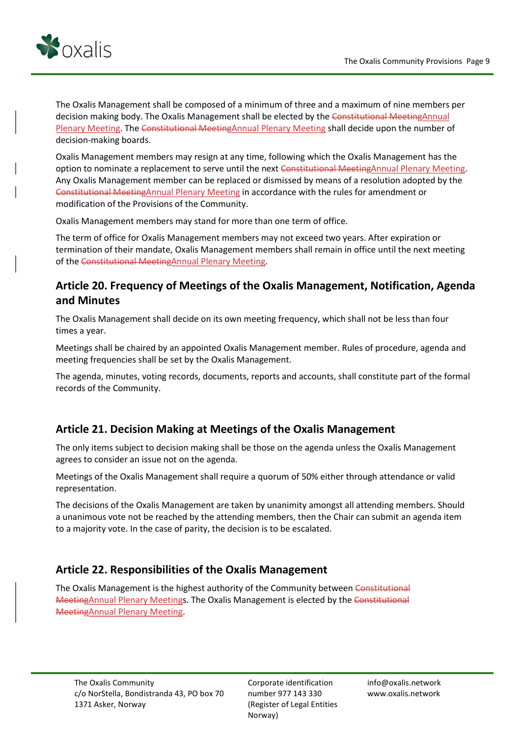The Oxalis Management shall be composed of a minimum of three and a maximum of nine members per decision making body. The Oxalis Management shall be elected by the ~~Constitutional Meeting~~Annual Plenary Meeting. The ~~Constitutional Meeting~~Annual Plenary Meeting shall decide upon the number of decision-making boards.

Oxalis Management members may resign at any time, following which the Oxalis Management has the option to nominate a replacement to serve until the next ~~Constitutional Meeting~~Annual Plenary Meeting. Any Oxalis Management member can be replaced or dismissed by means of a resolution adopted by the ~~Constitutional Meeting~~Annual Plenary Meeting in accordance with the rules for amendment or modification of the Provisions of the Community.

Oxalis Management members may stand for more than one term of office.

The term of office for Oxalis Management members may not exceed two years. After expiration or termination of their mandate, Oxalis Management members shall remain in office until the next meeting of the ~~Constitutional Meeting~~Annual Plenary Meeting.

## Article 20. Frequency of Meetings of the Oxalis Management, Notification, Agenda and Minutes

The Oxalis Management shall decide on its own meeting frequency, which shall not be less than four times a year.

Meetings shall be chaired by an appointed Oxalis Management member. Rules of procedure, agenda and meeting frequencies shall be set by the Oxalis Management.

The agenda, minutes, voting records, documents, reports and accounts, shall constitute part of the formal records of the Community.

## Article 21. Decision Making at Meetings of the Oxalis Management

The only items subject to decision making shall be those on the agenda unless the Oxalis Management agrees to consider an issue not on the agenda.

Meetings of the Oxalis Management shall require a quorum of 50% either through attendance or valid representation.

The decisions of the Oxalis Management are taken by unanimity amongst all attending members. Should a unanimous vote not be reached by the attending members, then the Chair can submit an agenda item to a majority vote. In the case of parity, the decision is to be escalated.

## Article 22. Responsibilities of the Oxalis Management

The Oxalis Management is the highest authority of the Community between ~~Constitutional Meeting~~Annual Plenary Meetings. The Oxalis Management is elected by the ~~Constitutional Meeting~~Annual Plenary Meeting.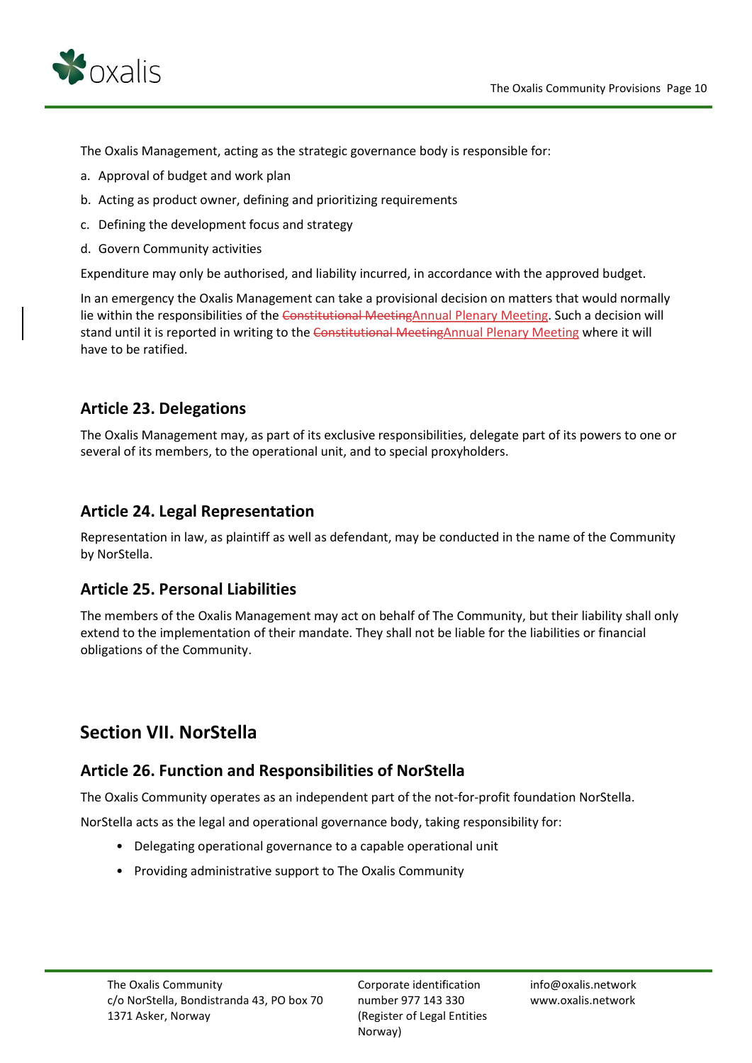The Oxalis Management, acting as the strategic governance body is responsible for:

a. Approval of budget and work plan
b. Acting as product owner, defining and prioritizing requirements
c. Defining the development focus and strategy
d. Govern Community activities

Expenditure may only be authorised, and liability incurred, in accordance with the approved budget.

In an emergency the Oxalis Management can take a provisional decision on matters that would normally lie within the responsibilities of the ~~Constitutional Meeting~~Annual Plenary Meeting. Such a decision will stand until it is reported in writing to the ~~Constitutional Meeting~~Annual Plenary Meeting where it will have to be ratified.

### Article 23. Delegations

The Oxalis Management may, as part of its exclusive responsibilities, delegate part of its powers to one or several of its members, to the operational unit, and to special proxyholders.

### Article 24. Legal Representation

Representation in law, as plaintiff as well as defendant, may be conducted in the name of the Community by NorStella.

### Article 25. Personal Liabilities

The members of the Oxalis Management may act on behalf of The Community, but their liability shall only extend to the implementation of their mandate. They shall not be liable for the liabilities or financial obligations of the Community.

## Section VII. NorStella

### Article 26. Function and Responsibilities of NorStella

The Oxalis Community operates as an independent part of the not-for-profit foundation NorStella.

NorStella acts as the legal and operational governance body, taking responsibility for:

- Delegating operational governance to a capable operational unit
- Providing administrative support to The Oxalis Community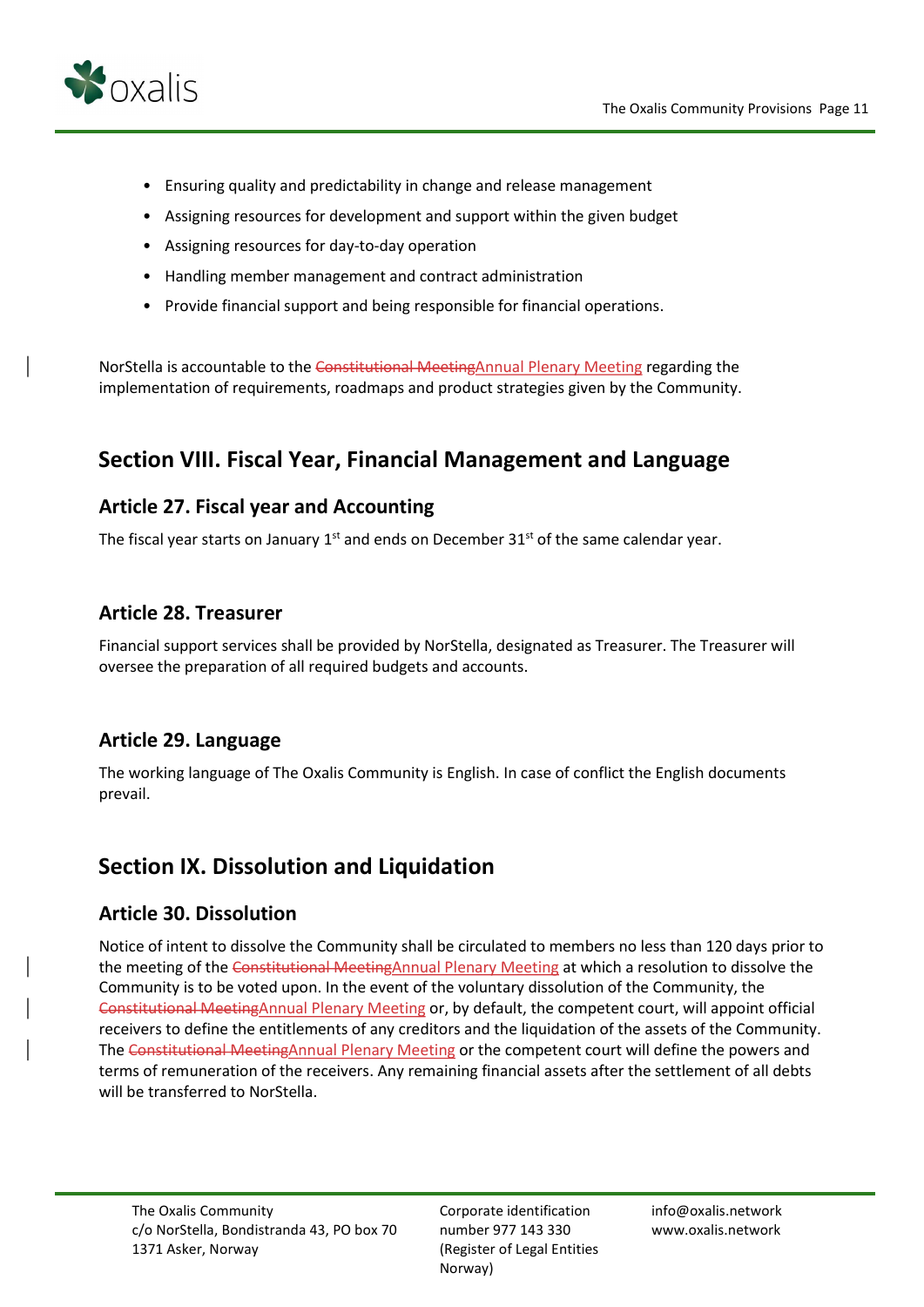- Ensuring quality and predictability in change and release management
- Assigning resources for development and support within the given budget
- Assigning resources for day-to-day operation
- Handling member management and contract administration
- Provide financial support and being responsible for financial operations.

NorStella is accountable to the ~~Constitutional Meeting~~Annual Plenary Meeting regarding the implementation of requirements, roadmaps and product strategies given by the Community.

## Section VIII. Fiscal Year, Financial Management and Language

### Article 27. Fiscal year and Accounting

The fiscal year starts on January 1st and ends on December 31st of the same calendar year.

### Article 28. Treasurer

Financial support services shall be provided by NorStella, designated as Treasurer. The Treasurer will oversee the preparation of all required budgets and accounts.

### Article 29. Language

The working language of The Oxalis Community is English. In case of conflict the English documents prevail.

## Section IX. Dissolution and Liquidation

### Article 30. Dissolution

Notice of intent to dissolve the Community shall be circulated to members no less than 120 days prior to the meeting of the ~~Constitutional Meeting~~Annual Plenary Meeting at which a resolution to dissolve the Community is to be voted upon. In the event of the voluntary dissolution of the Community, the ~~Constitutional Meeting~~Annual Plenary Meeting or, by default, the competent court, will appoint official receivers to define the entitlements of any creditors and the liquidation of the assets of the Community. The ~~Constitutional Meeting~~Annual Plenary Meeting or the competent court will define the powers and terms of remuneration of the receivers. Any remaining financial assets after the settlement of all debts will be transferred to NorStella.